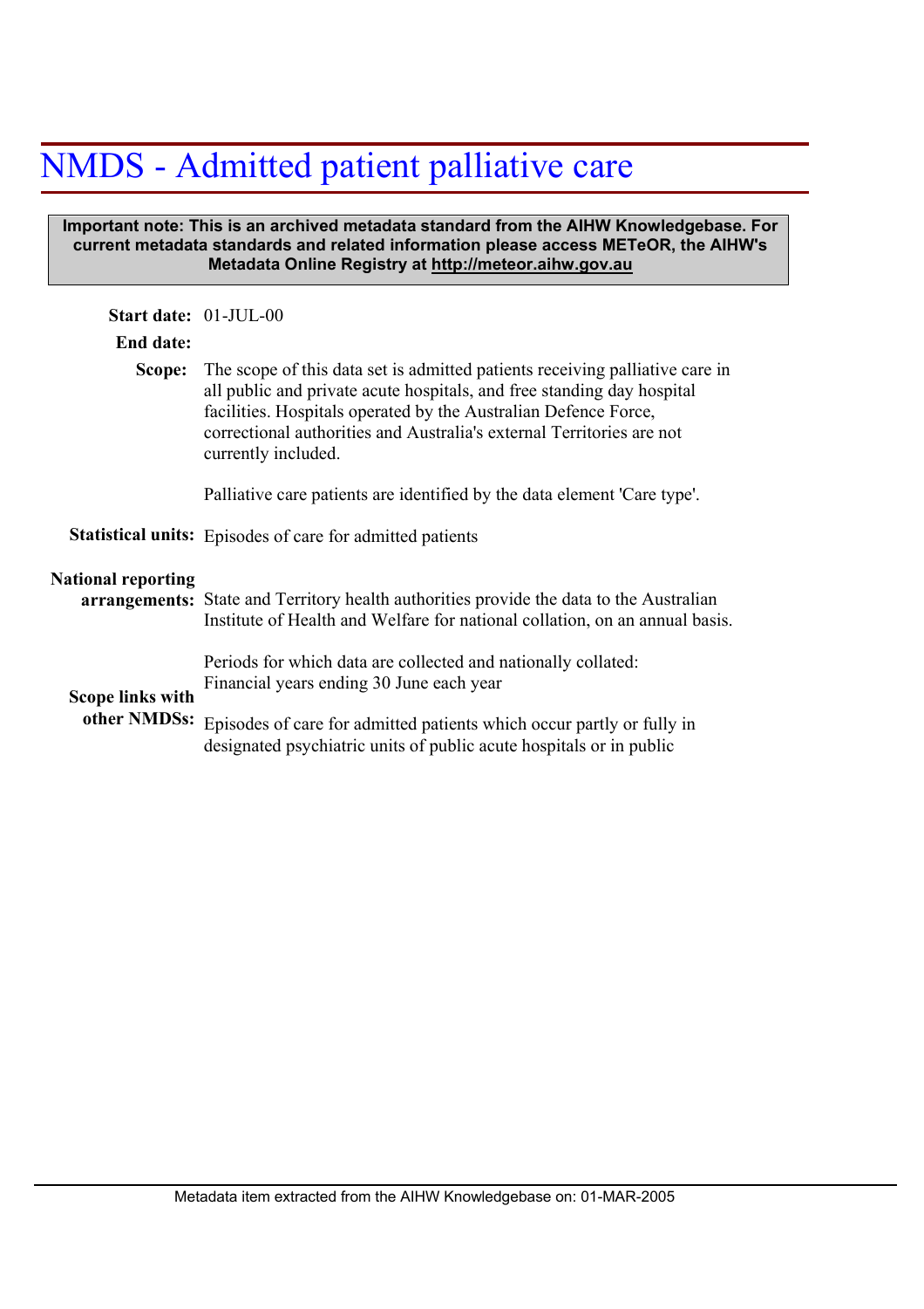# NMDS - Admitted patient palliative care

**Important note: This is an archived metadata standard from the AIHW Knowledgebase. For current metadata standards and related information please access METeOR, the AIHW's Metadata Online Registry at http://meteor.aihw.gov.au**

**Start date:** 01-JUL-00

**End date:**

**Scope:** The scope of this data set is admitted patients receiving palliative care in all public and private acute hospitals, and free standing day hospital facilities. Hospitals operated by the Australian Defence Force, correctional authorities and Australia's external Territories are not currently included.

Palliative care patients are identified by the data element 'Care type'.

**Statistical units:** Episodes of care for admitted patients

**National reporting arrangements:** State and Territory health authorities provide the data to the Australian Institute of Health and Welfare for national collation, on an annual basis.

Periods for which data are collected and nationally collated: Financial years ending 30 June each year

**Scope links with other NMDSs:** Episodes of care for admitted patients which occur partly or fully in designated psychiatric units of public acute hospitals or in public

Metadata item extracted from the AIHW Knowledgebase on: 01-MAR-2005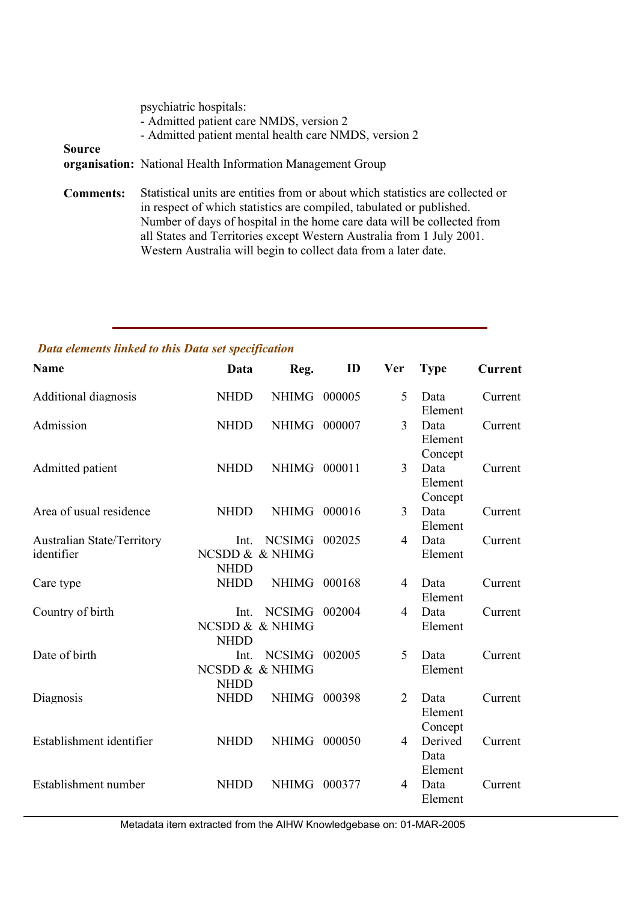psychiatric hospitals:
- Admitted patient care NMDS, version 2
- Admitted patient mental health care NMDS, version 2

**Source organisation:** National Health Information Management Group

**Comments:** Statistical units are entities from or about which statistics are collected or in respect of which statistics are compiled, tabulated or published. Number of days of hospital in the home care data will be collected from all States and Territories except Western Australia from 1 July 2001. Western Australia will begin to collect data from a later date.

---

***Data elements linked to this Data set specification***

| Name | Data | Reg. | ID | Ver | Type | Current |
|---|---|---|---|---|---|---|
| Additional diagnosis | NHDD | NHIMG | 000005 | 5 | Data Element | Current |
| Admission | NHDD | NHIMG | 000007 | 3 | Data Element Concept | Current |
| Admitted patient | NHDD | NHIMG | 000011 | 3 | Data Element Concept | Current |
| Area of usual residence | NHDD | NHIMG | 000016 | 3 | Data Element | Current |
| Australian State/Territory identifier | Int. NCSDD & NHDD | NCSIMG & NHIMG | 002025 | 4 | Data Element | Current |
| Care type | NHDD | NHIMG | 000168 | 4 | Data Element | Current |
| Country of birth | Int. NCSDD & NHDD | NCSIMG & NHIMG | 002004 | 4 | Data Element | Current |
| Date of birth | Int. NCSDD & NHDD | NCSIMG & NHIMG | 002005 | 5 | Data Element | Current |
| Diagnosis | NHDD | NHIMG | 000398 | 2 | Data Element Concept | Current |
| Establishment identifier | NHDD | NHIMG | 000050 | 4 | Derived Data Element | Current |
| Establishment number | NHDD | NHIMG | 000377 | 4 | Data Element | Current |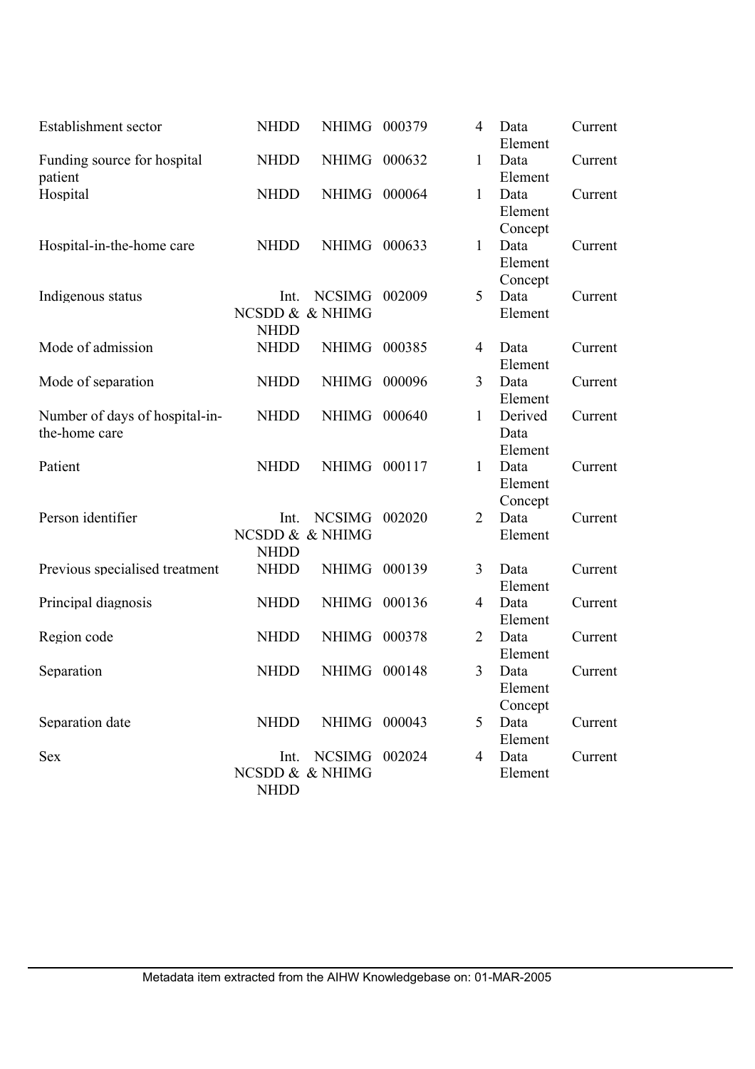| | | | | | | |
|---|---|---|---|---|---|---|
| Establishment sector | NHDD | NHIMG | 000379 | 4 | Data Element | Current |
| Funding source for hospital patient | NHDD | NHIMG | 000632 | 1 | Data Element | Current |
| Hospital | NHDD | NHIMG | 000064 | 1 | Data Element Concept | Current |
| Hospital-in-the-home care | NHDD | NHIMG | 000633 | 1 | Data Element Concept | Current |
| Indigenous status | Int. NCSDD & NHDD | NCSIMG & NHIMG | 002009 | 5 | Data Element | Current |
| Mode of admission | NHDD | NHIMG | 000385 | 4 | Data Element | Current |
| Mode of separation | NHDD | NHIMG | 000096 | 3 | Data Element | Current |
| Number of days of hospital-in-the-home care | NHDD | NHIMG | 000640 | 1 | Derived Data Element | Current |
| Patient | NHDD | NHIMG | 000117 | 1 | Data Element Concept | Current |
| Person identifier | Int. NCSDD & NHDD | NCSIMG & NHIMG | 002020 | 2 | Data Element | Current |
| Previous specialised treatment | NHDD | NHIMG | 000139 | 3 | Data Element | Current |
| Principal diagnosis | NHDD | NHIMG | 000136 | 4 | Data Element | Current |
| Region code | NHDD | NHIMG | 000378 | 2 | Data Element | Current |
| Separation | NHDD | NHIMG | 000148 | 3 | Data Element Concept | Current |
| Separation date | NHDD | NHIMG | 000043 | 5 | Data Element | Current |
| Sex | Int. NCSDD & NHDD | NCSIMG & NHIMG | 002024 | 4 | Data Element | Current |